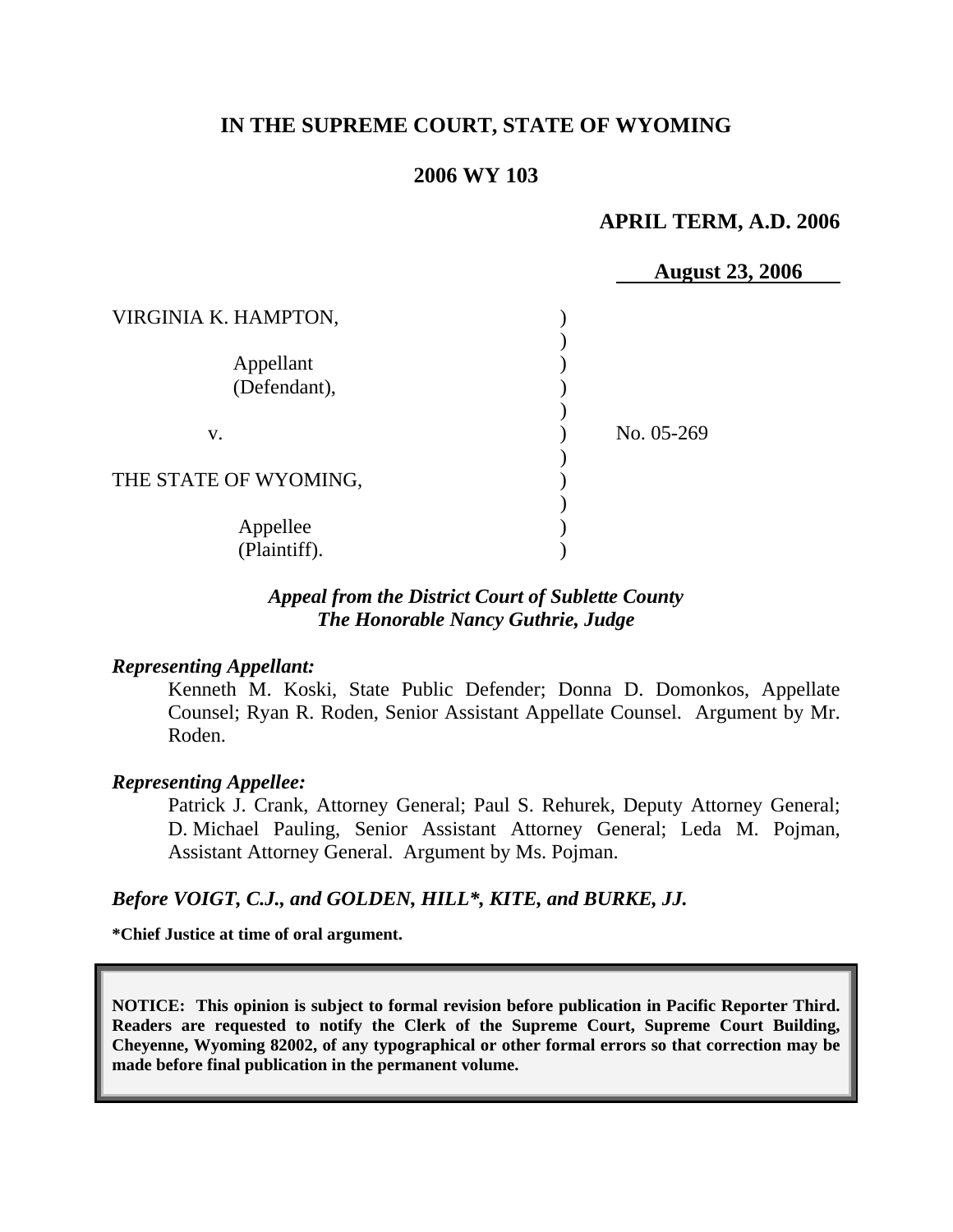**IN THE SUPREME COURT, STATE OF WYOMING**

**2006 WY 103**

**APRIL TERM, A.D. 2006**

**August 23, 2006**

VIRGINIA K. HAMPTON,

Appellant
(Defendant),

v.

THE STATE OF WYOMING,

Appellee
(Plaintiff).

No. 05-269

***Appeal from the District Court of Sublette County***
***The Honorable Nancy Guthrie, Judge***

***Representing Appellant:***

Kenneth M. Koski, State Public Defender; Donna D. Domonkos, Appellate Counsel; Ryan R. Roden, Senior Assistant Appellate Counsel. Argument by Mr. Roden.

***Representing Appellee:***

Patrick J. Crank, Attorney General; Paul S. Rehurek, Deputy Attorney General; D. Michael Pauling, Senior Assistant Attorney General; Leda M. Pojman, Assistant Attorney General. Argument by Ms. Pojman.

***Before VOIGT, C.J., and GOLDEN, HILL\*, KITE, and BURKE, JJ.***

**\*Chief Justice at time of oral argument.**

**NOTICE: This opinion is subject to formal revision before publication in Pacific Reporter Third. Readers are requested to notify the Clerk of the Supreme Court, Supreme Court Building, Cheyenne, Wyoming 82002, of any typographical or other formal errors so that correction may be made before final publication in the permanent volume.**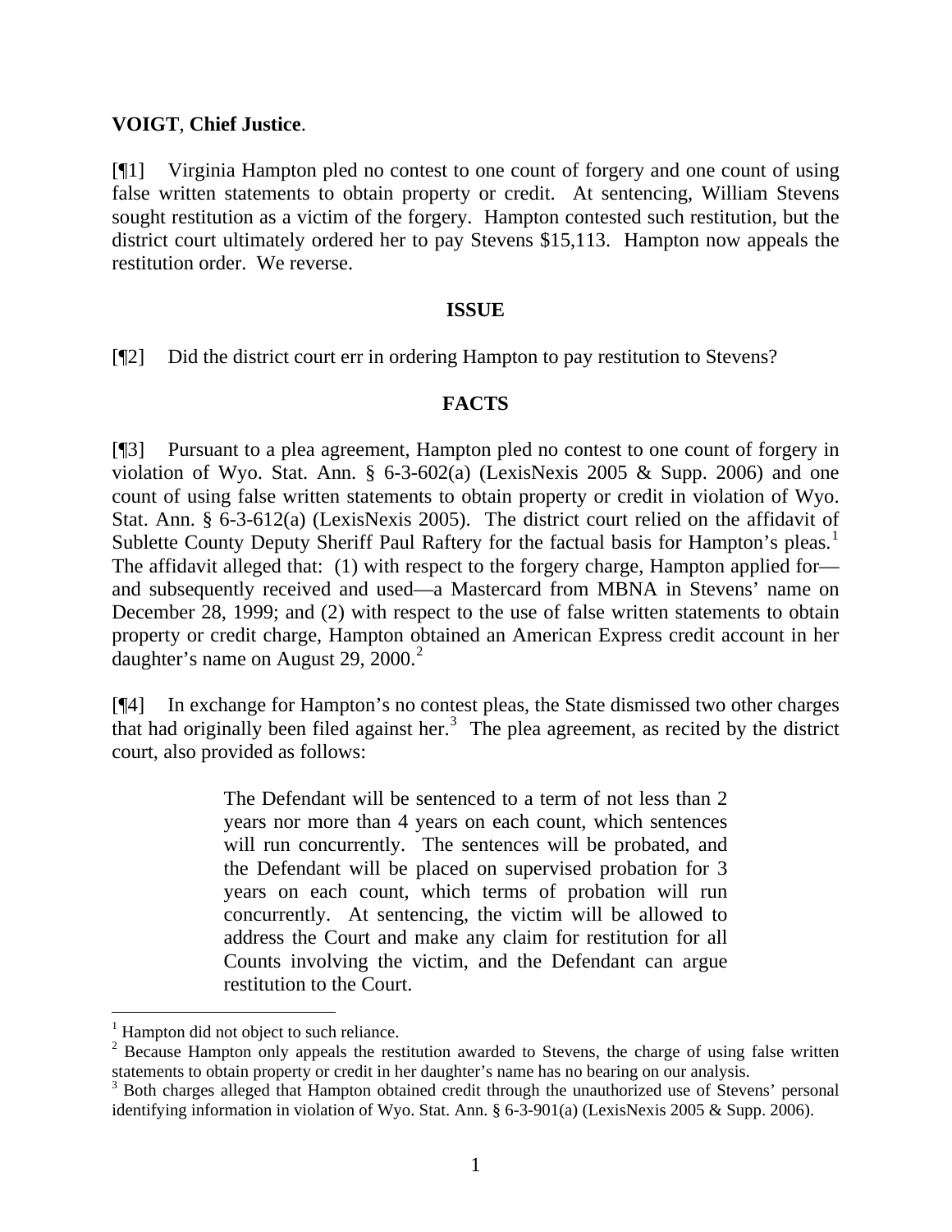**VOIGT**, **Chief Justice**.

[¶1] Virginia Hampton pled no contest to one count of forgery and one count of using false written statements to obtain property or credit. At sentencing, William Stevens sought restitution as a victim of the forgery. Hampton contested such restitution, but the district court ultimately ordered her to pay Stevens $15,113. Hampton now appeals the restitution order. We reverse.

## ISSUE

[¶2] Did the district court err in ordering Hampton to pay restitution to Stevens?

## FACTS

[¶3] Pursuant to a plea agreement, Hampton pled no contest to one count of forgery in violation of Wyo. Stat. Ann. § 6-3-602(a) (LexisNexis 2005 & Supp. 2006) and one count of using false written statements to obtain property or credit in violation of Wyo. Stat. Ann. § 6-3-612(a) (LexisNexis 2005). The district court relied on the affidavit of Sublette County Deputy Sheriff Paul Raftery for the factual basis for Hampton's pleas.[1] The affidavit alleged that: (1) with respect to the forgery charge, Hampton applied for—and subsequently received and used—a Mastercard from MBNA in Stevens' name on December 28, 1999; and (2) with respect to the use of false written statements to obtain property or credit charge, Hampton obtained an American Express credit account in her daughter's name on August 29, 2000.[2]

[¶4] In exchange for Hampton's no contest pleas, the State dismissed two other charges that had originally been filed against her.[3] The plea agreement, as recited by the district court, also provided as follows:

> The Defendant will be sentenced to a term of not less than 2 years nor more than 4 years on each count, which sentences will run concurrently. The sentences will be probated, and the Defendant will be placed on supervised probation for 3 years on each count, which terms of probation will run concurrently. At sentencing, the victim will be allowed to address the Court and make any claim for restitution for all Counts involving the victim, and the Defendant can argue restitution to the Court.

---

[1] Hampton did not object to such reliance.

[2] Because Hampton only appeals the restitution awarded to Stevens, the charge of using false written statements to obtain property or credit in her daughter's name has no bearing on our analysis.

[3] Both charges alleged that Hampton obtained credit through the unauthorized use of Stevens' personal identifying information in violation of Wyo. Stat. Ann. § 6-3-901(a) (LexisNexis 2005 & Supp. 2006).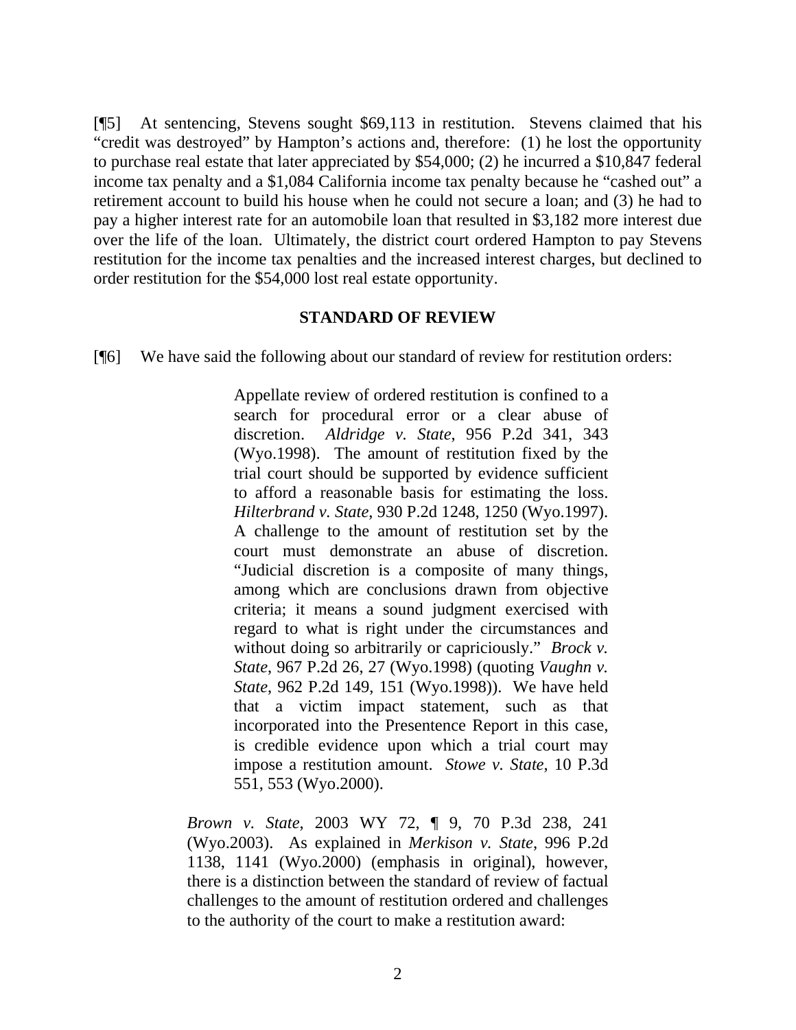[¶5] At sentencing, Stevens sought $69,113 in restitution. Stevens claimed that his "credit was destroyed" by Hampton's actions and, therefore: (1) he lost the opportunity to purchase real estate that later appreciated by $54,000; (2) he incurred a $10,847 federal income tax penalty and a $1,084 California income tax penalty because he "cashed out" a retirement account to build his house when he could not secure a loan; and (3) he had to pay a higher interest rate for an automobile loan that resulted in $3,182 more interest due over the life of the loan. Ultimately, the district court ordered Hampton to pay Stevens restitution for the income tax penalties and the increased interest charges, but declined to order restitution for the $54,000 lost real estate opportunity.

## STANDARD OF REVIEW

[¶6] We have said the following about our standard of review for restitution orders:

> Appellate review of ordered restitution is confined to a search for procedural error or a clear abuse of discretion. *Aldridge v. State*, 956 P.2d 341, 343 (Wyo.1998). The amount of restitution fixed by the trial court should be supported by evidence sufficient to afford a reasonable basis for estimating the loss. *Hilterbrand v. State*, 930 P.2d 1248, 1250 (Wyo.1997). A challenge to the amount of restitution set by the court must demonstrate an abuse of discretion. "Judicial discretion is a composite of many things, among which are conclusions drawn from objective criteria; it means a sound judgment exercised with regard to what is right under the circumstances and without doing so arbitrarily or capriciously." *Brock v. State*, 967 P.2d 26, 27 (Wyo.1998) (quoting *Vaughn v. State*, 962 P.2d 149, 151 (Wyo.1998)). We have held that a victim impact statement, such as that incorporated into the Presentence Report in this case, is credible evidence upon which a trial court may impose a restitution amount. *Stowe v. State*, 10 P.3d 551, 553 (Wyo.2000).

*Brown v. State*, 2003 WY 72, ¶ 9, 70 P.3d 238, 241 (Wyo.2003). As explained in *Merkison v. State*, 996 P.2d 1138, 1141 (Wyo.2000) (emphasis in original), however, there is a distinction between the standard of review of factual challenges to the amount of restitution ordered and challenges to the authority of the court to make a restitution award: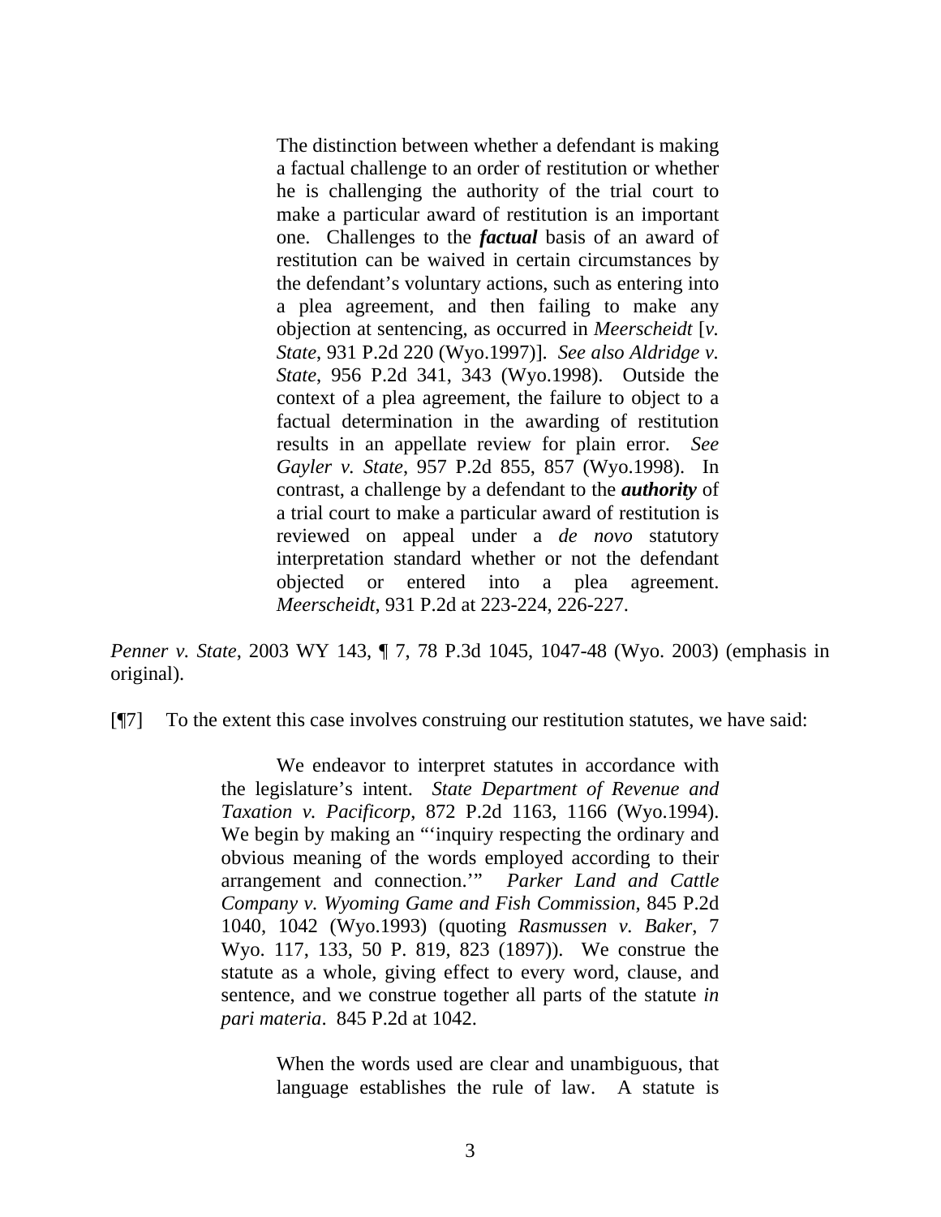> The distinction between whether a defendant is making a factual challenge to an order of restitution or whether he is challenging the authority of the trial court to make a particular award of restitution is an important one. Challenges to the ***factual*** basis of an award of restitution can be waived in certain circumstances by the defendant's voluntary actions, such as entering into a plea agreement, and then failing to make any objection at sentencing, as occurred in *Meerscheidt* [*v. State*, 931 P.2d 220 (Wyo.1997)]. *See also Aldridge v. State*, 956 P.2d 341, 343 (Wyo.1998). Outside the context of a plea agreement, the failure to object to a factual determination in the awarding of restitution results in an appellate review for plain error. *See Gayler v. State*, 957 P.2d 855, 857 (Wyo.1998). In contrast, a challenge by a defendant to the ***authority*** of a trial court to make a particular award of restitution is reviewed on appeal under a *de novo* statutory interpretation standard whether or not the defendant objected or entered into a plea agreement. *Meerscheidt*, 931 P.2d at 223-224, 226-227.

*Penner v. State*, 2003 WY 143, ¶ 7, 78 P.3d 1045, 1047-48 (Wyo. 2003) (emphasis in original).

[¶7] To the extent this case involves construing our restitution statutes, we have said:

> We endeavor to interpret statutes in accordance with the legislature's intent. *State Department of Revenue and Taxation v. Pacificorp*, 872 P.2d 1163, 1166 (Wyo.1994). We begin by making an "'inquiry respecting the ordinary and obvious meaning of the words employed according to their arrangement and connection.'" *Parker Land and Cattle Company v. Wyoming Game and Fish Commission*, 845 P.2d 1040, 1042 (Wyo.1993) (quoting *Rasmussen v. Baker*, 7 Wyo. 117, 133, 50 P. 819, 823 (1897)). We construe the statute as a whole, giving effect to every word, clause, and sentence, and we construe together all parts of the statute *in pari materia*. 845 P.2d at 1042.
>
> > When the words used are clear and unambiguous, that language establishes the rule of law. A statute is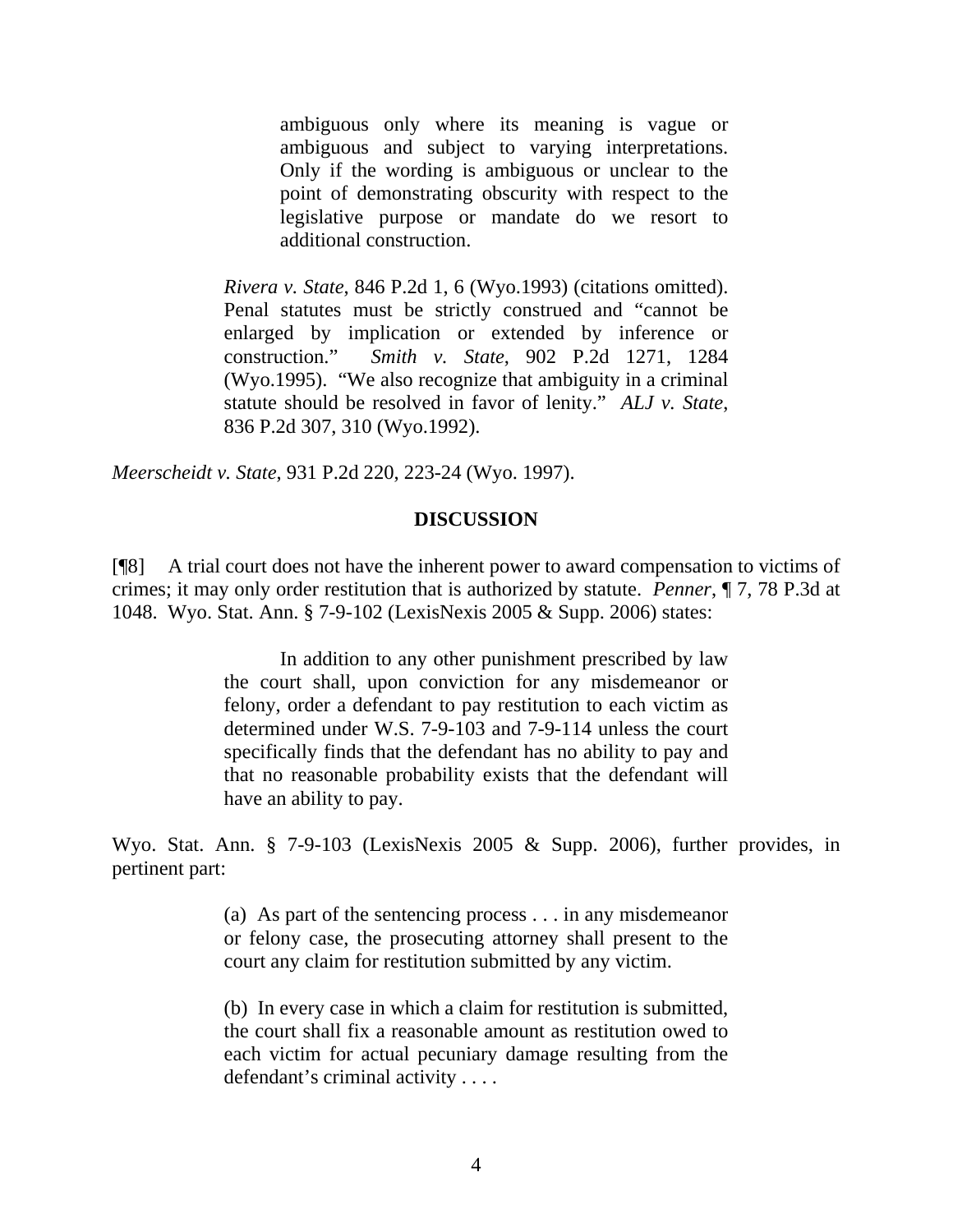> > ambiguous only where its meaning is vague or ambiguous and subject to varying interpretations. Only if the wording is ambiguous or unclear to the point of demonstrating obscurity with respect to the legislative purpose or mandate do we resort to additional construction.
>
> *Rivera v. State*, 846 P.2d 1, 6 (Wyo.1993) (citations omitted). Penal statutes must be strictly construed and "cannot be enlarged by implication or extended by inference or construction." *Smith v. State*, 902 P.2d 1271, 1284 (Wyo.1995). "We also recognize that ambiguity in a criminal statute should be resolved in favor of lenity." *ALJ v. State*, 836 P.2d 307, 310 (Wyo.1992).

*Meerscheidt v. State*, 931 P.2d 220, 223-24 (Wyo. 1997).

## DISCUSSION

[¶8] A trial court does not have the inherent power to award compensation to victims of crimes; it may only order restitution that is authorized by statute. *Penner*, ¶ 7, 78 P.3d at 1048. Wyo. Stat. Ann. § 7-9-102 (LexisNexis 2005 & Supp. 2006) states:

> In addition to any other punishment prescribed by law the court shall, upon conviction for any misdemeanor or felony, order a defendant to pay restitution to each victim as determined under W.S. 7-9-103 and 7-9-114 unless the court specifically finds that the defendant has no ability to pay and that no reasonable probability exists that the defendant will have an ability to pay.

Wyo. Stat. Ann. § 7-9-103 (LexisNexis 2005 & Supp. 2006), further provides, in pertinent part:

> (a) As part of the sentencing process . . . in any misdemeanor or felony case, the prosecuting attorney shall present to the court any claim for restitution submitted by any victim.
>
> (b) In every case in which a claim for restitution is submitted, the court shall fix a reasonable amount as restitution owed to each victim for actual pecuniary damage resulting from the defendant's criminal activity . . . .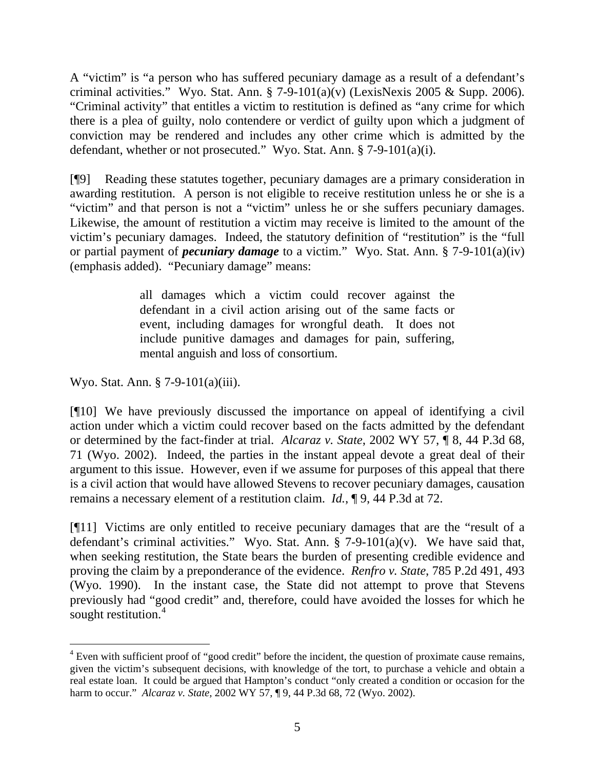A "victim" is "a person who has suffered pecuniary damage as a result of a defendant's criminal activities." Wyo. Stat. Ann. § 7-9-101(a)(v) (LexisNexis 2005 & Supp. 2006). "Criminal activity" that entitles a victim to restitution is defined as "any crime for which there is a plea of guilty, nolo contendere or verdict of guilty upon which a judgment of conviction may be rendered and includes any other crime which is admitted by the defendant, whether or not prosecuted." Wyo. Stat. Ann. § 7-9-101(a)(i).

[¶9] Reading these statutes together, pecuniary damages are a primary consideration in awarding restitution. A person is not eligible to receive restitution unless he or she is a "victim" and that person is not a "victim" unless he or she suffers pecuniary damages. Likewise, the amount of restitution a victim may receive is limited to the amount of the victim's pecuniary damages. Indeed, the statutory definition of "restitution" is the "full or partial payment of ***pecuniary damage*** to a victim." Wyo. Stat. Ann. § 7-9-101(a)(iv) (emphasis added). "Pecuniary damage" means:

> all damages which a victim could recover against the defendant in a civil action arising out of the same facts or event, including damages for wrongful death. It does not include punitive damages and damages for pain, suffering, mental anguish and loss of consortium.

Wyo. Stat. Ann. § 7-9-101(a)(iii).

[¶10] We have previously discussed the importance on appeal of identifying a civil action under which a victim could recover based on the facts admitted by the defendant or determined by the fact-finder at trial. *Alcaraz v. State*, 2002 WY 57, ¶ 8, 44 P.3d 68, 71 (Wyo. 2002). Indeed, the parties in the instant appeal devote a great deal of their argument to this issue. However, even if we assume for purposes of this appeal that there is a civil action that would have allowed Stevens to recover pecuniary damages, causation remains a necessary element of a restitution claim. *Id.*, ¶ 9, 44 P.3d at 72.

[¶11] Victims are only entitled to receive pecuniary damages that are the "result of a defendant's criminal activities." Wyo. Stat. Ann. § 7-9-101(a)(v). We have said that, when seeking restitution, the State bears the burden of presenting credible evidence and proving the claim by a preponderance of the evidence. *Renfro v. State*, 785 P.2d 491, 493 (Wyo. 1990). In the instant case, the State did not attempt to prove that Stevens previously had "good credit" and, therefore, could have avoided the losses for which he sought restitution.[4]

---

[4] Even with sufficient proof of "good credit" before the incident, the question of proximate cause remains, given the victim's subsequent decisions, with knowledge of the tort, to purchase a vehicle and obtain a real estate loan. It could be argued that Hampton's conduct "only created a condition or occasion for the harm to occur." *Alcaraz v. State*, 2002 WY 57, ¶ 9, 44 P.3d 68, 72 (Wyo. 2002).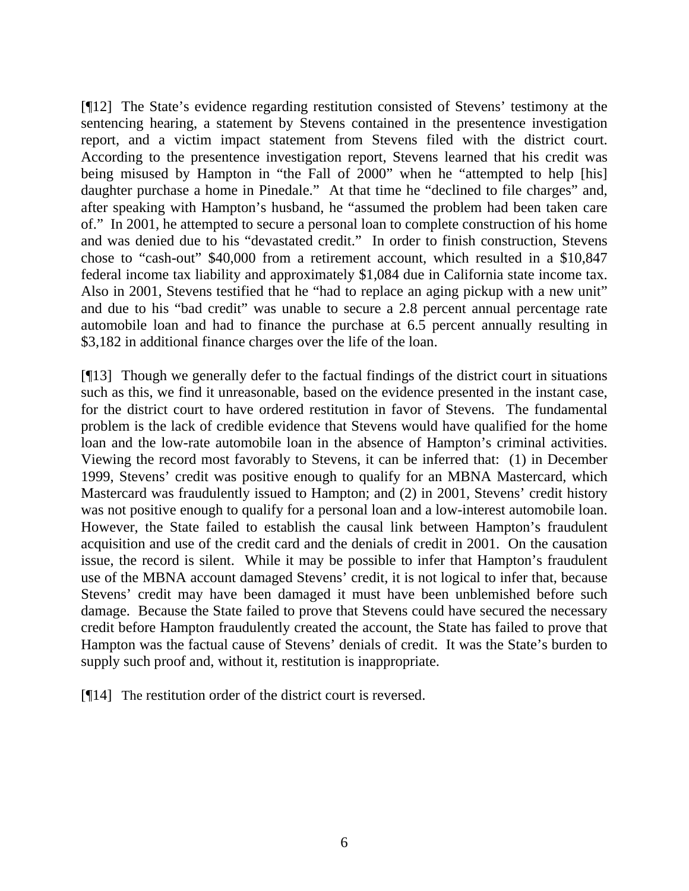[¶12] The State's evidence regarding restitution consisted of Stevens' testimony at the sentencing hearing, a statement by Stevens contained in the presentence investigation report, and a victim impact statement from Stevens filed with the district court. According to the presentence investigation report, Stevens learned that his credit was being misused by Hampton in "the Fall of 2000" when he "attempted to help [his] daughter purchase a home in Pinedale." At that time he "declined to file charges" and, after speaking with Hampton's husband, he "assumed the problem had been taken care of." In 2001, he attempted to secure a personal loan to complete construction of his home and was denied due to his "devastated credit." In order to finish construction, Stevens chose to "cash-out" $40,000 from a retirement account, which resulted in a $10,847 federal income tax liability and approximately $1,084 due in California state income tax. Also in 2001, Stevens testified that he "had to replace an aging pickup with a new unit" and due to his "bad credit" was unable to secure a 2.8 percent annual percentage rate automobile loan and had to finance the purchase at 6.5 percent annually resulting in $3,182 in additional finance charges over the life of the loan.

[¶13] Though we generally defer to the factual findings of the district court in situations such as this, we find it unreasonable, based on the evidence presented in the instant case, for the district court to have ordered restitution in favor of Stevens. The fundamental problem is the lack of credible evidence that Stevens would have qualified for the home loan and the low-rate automobile loan in the absence of Hampton's criminal activities. Viewing the record most favorably to Stevens, it can be inferred that: (1) in December 1999, Stevens' credit was positive enough to qualify for an MBNA Mastercard, which Mastercard was fraudulently issued to Hampton; and (2) in 2001, Stevens' credit history was not positive enough to qualify for a personal loan and a low-interest automobile loan. However, the State failed to establish the causal link between Hampton's fraudulent acquisition and use of the credit card and the denials of credit in 2001. On the causation issue, the record is silent. While it may be possible to infer that Hampton's fraudulent use of the MBNA account damaged Stevens' credit, it is not logical to infer that, because Stevens' credit may have been damaged it must have been unblemished before such damage. Because the State failed to prove that Stevens could have secured the necessary credit before Hampton fraudulently created the account, the State has failed to prove that Hampton was the factual cause of Stevens' denials of credit. It was the State's burden to supply such proof and, without it, restitution is inappropriate.

[¶14] The restitution order of the district court is reversed.